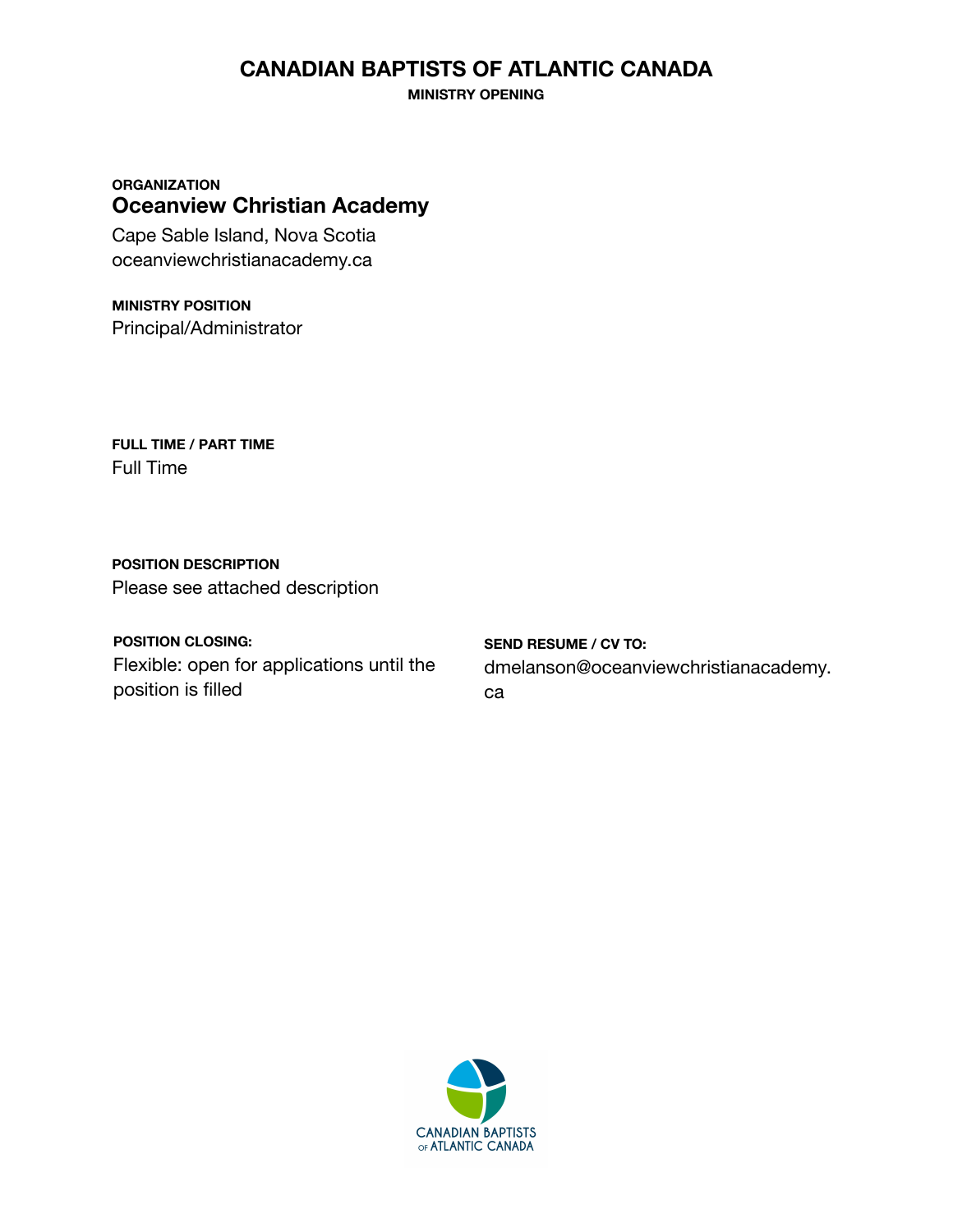# CANADIAN BAPTISTS OF ATLANTIC CANADA

**MINISTRY OPENING**

**ORGANIZATION**

## Oceanview Christian Academy

Cape Sable Island, Nova Scotia
oceanviewchristianacademy.ca

**MINISTRY POSITION**

Principal/Administrator

**FULL TIME / PART TIME**

Full Time

**POSITION DESCRIPTION**

Please see attached description

**POSITION CLOSING:**

Flexible: open for applications until the position is filled

**SEND RESUME / CV TO:**

dmelanson@oceanviewchristianacademy.ca

CANADIAN BAPTISTS OF ATLANTIC CANADA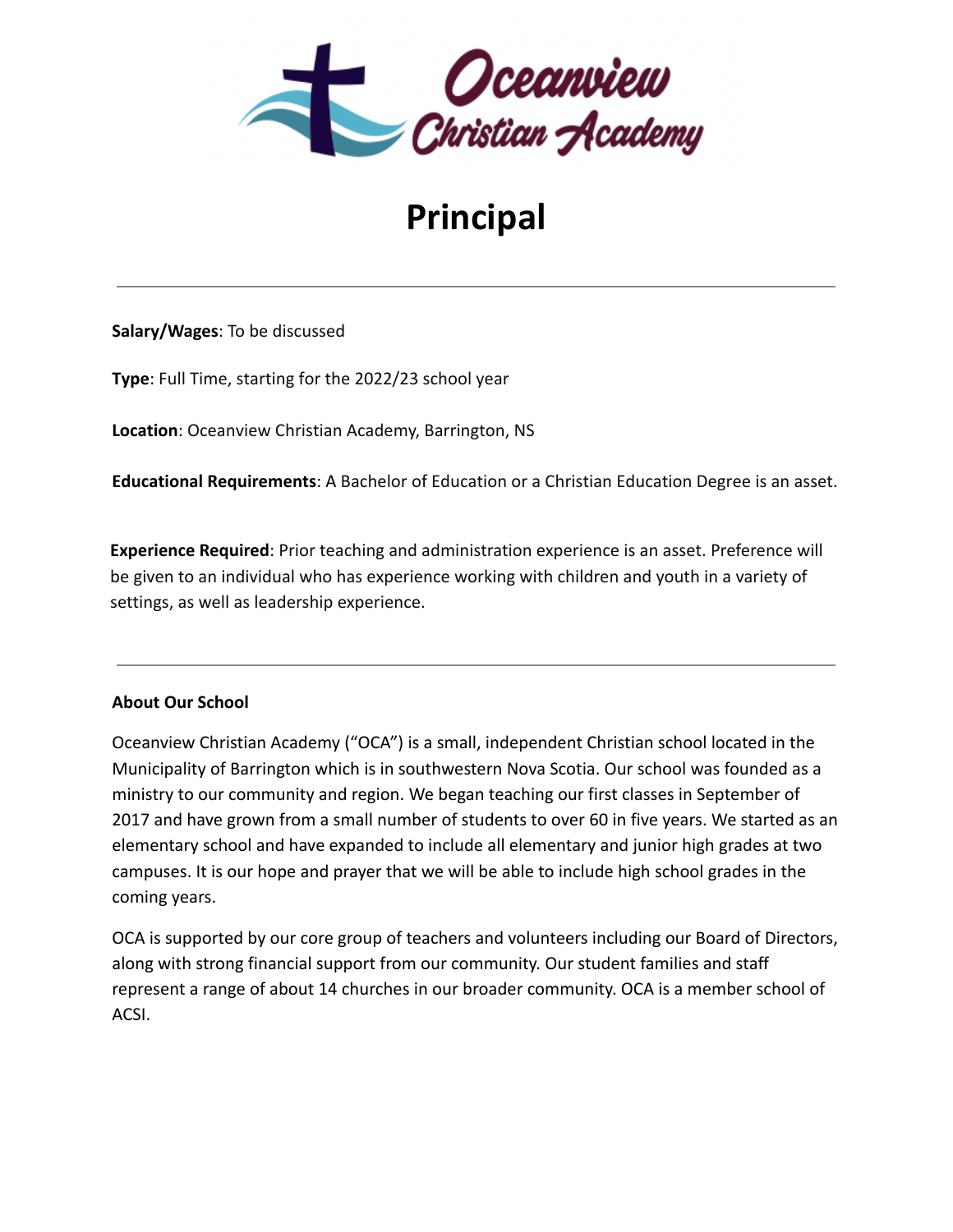# Principal

---

**Salary/Wages**: To be discussed

**Type**: Full Time, starting for the 2022/23 school year

**Location**: Oceanview Christian Academy, Barrington, NS

**Educational Requirements**: A Bachelor of Education or a Christian Education Degree is an asset.

**Experience Required**: Prior teaching and administration experience is an asset. Preference will be given to an individual who has experience working with children and youth in a variety of settings, as well as leadership experience.

---

**About Our School**

Oceanview Christian Academy ("OCA") is a small, independent Christian school located in the Municipality of Barrington which is in southwestern Nova Scotia. Our school was founded as a ministry to our community and region. We began teaching our first classes in September of 2017 and have grown from a small number of students to over 60 in five years. We started as an elementary school and have expanded to include all elementary and junior high grades at two campuses. It is our hope and prayer that we will be able to include high school grades in the coming years.

OCA is supported by our core group of teachers and volunteers including our Board of Directors, along with strong financial support from our community. Our student families and staff represent a range of about 14 churches in our broader community. OCA is a member school of ACSI.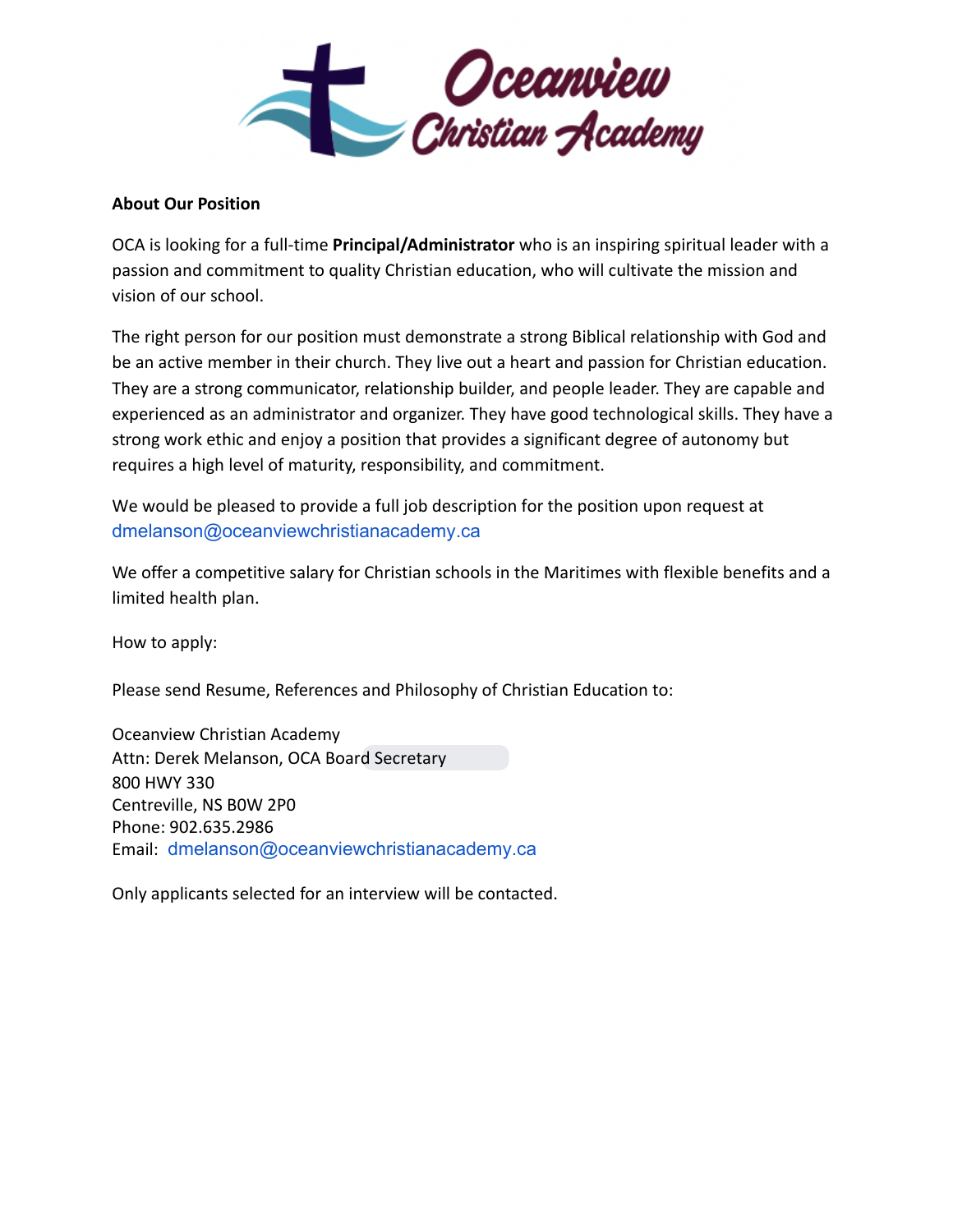**About Our Position**

OCA is looking for a full-time **Principal/Administrator** who is an inspiring spiritual leader with a passion and commitment to quality Christian education, who will cultivate the mission and vision of our school.

The right person for our position must demonstrate a strong Biblical relationship with God and be an active member in their church. They live out a heart and passion for Christian education. They are a strong communicator, relationship builder, and people leader. They are capable and experienced as an administrator and organizer. They have good technological skills. They have a strong work ethic and enjoy a position that provides a significant degree of autonomy but requires a high level of maturity, responsibility, and commitment.

We would be pleased to provide a full job description for the position upon request at dmelanson@oceanviewchristianacademy.ca

We offer a competitive salary for Christian schools in the Maritimes with flexible benefits and a limited health plan.

How to apply:

Please send Resume, References and Philosophy of Christian Education to:

Oceanview Christian Academy
Attn: Derek Melanson, OCA Board Secretary
800 HWY 330
Centreville, NS B0W 2P0
Phone: 902.635.2986
Email: dmelanson@oceanviewchristianacademy.ca

Only applicants selected for an interview will be contacted.